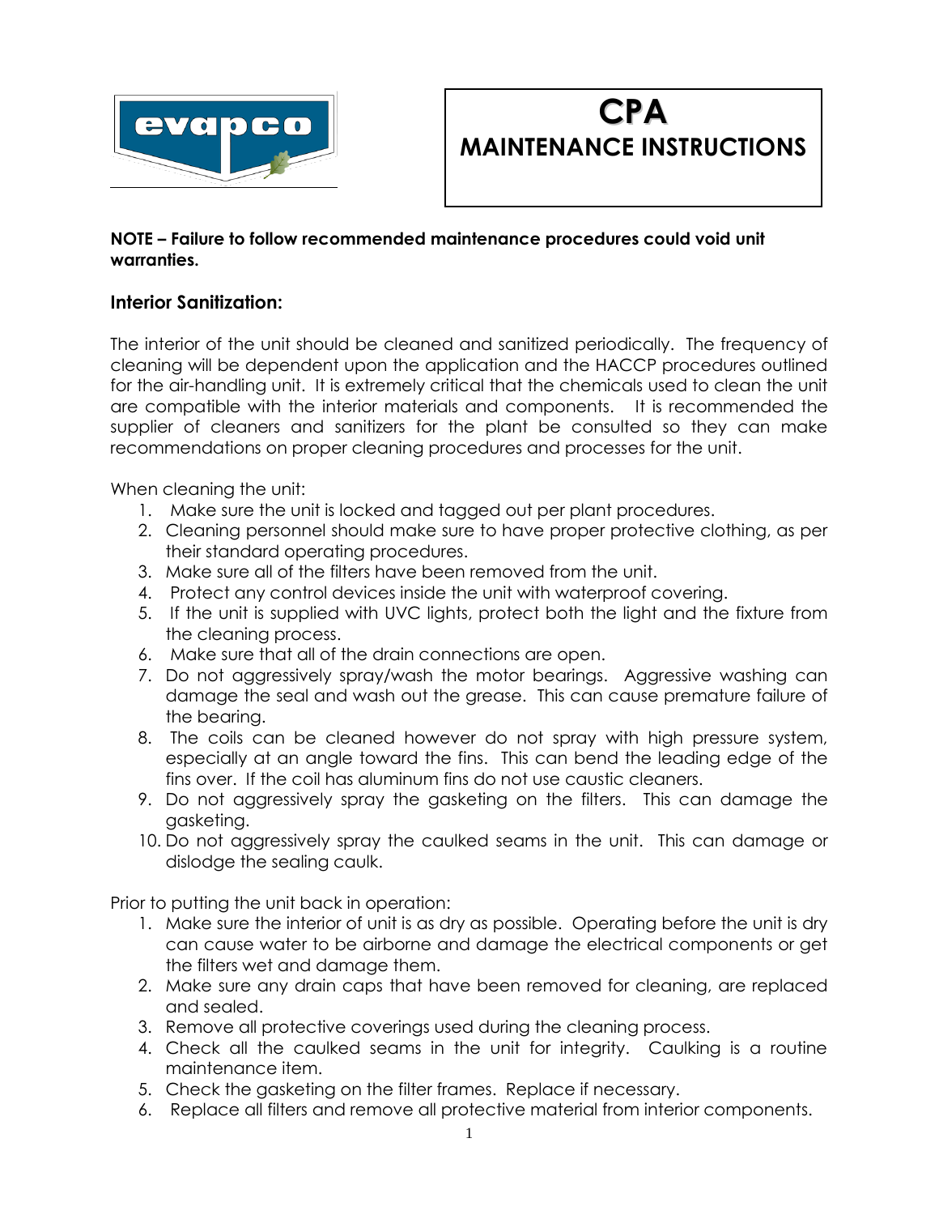# CPA
# MAINTENANCE INSTRUCTIONS

**NOTE – Failure to follow recommended maintenance procedures could void unit warranties.**

## Interior Sanitization:

The interior of the unit should be cleaned and sanitized periodically. The frequency of cleaning will be dependent upon the application and the HACCP procedures outlined for the air-handling unit. It is extremely critical that the chemicals used to clean the unit are compatible with the interior materials and components. It is recommended the supplier of cleaners and sanitizers for the plant be consulted so they can make recommendations on proper cleaning procedures and processes for the unit.

When cleaning the unit:

1. Make sure the unit is locked and tagged out per plant procedures.
2. Cleaning personnel should make sure to have proper protective clothing, as per their standard operating procedures.
3. Make sure all of the filters have been removed from the unit.
4. Protect any control devices inside the unit with waterproof covering.
5. If the unit is supplied with UVC lights, protect both the light and the fixture from the cleaning process.
6. Make sure that all of the drain connections are open.
7. Do not aggressively spray/wash the motor bearings. Aggressive washing can damage the seal and wash out the grease. This can cause premature failure of the bearing.
8. The coils can be cleaned however do not spray with high pressure system, especially at an angle toward the fins. This can bend the leading edge of the fins over. If the coil has aluminum fins do not use caustic cleaners.
9. Do not aggressively spray the gasketing on the filters. This can damage the gasketing.
10. Do not aggressively spray the caulked seams in the unit. This can damage or dislodge the sealing caulk.

Prior to putting the unit back in operation:

1. Make sure the interior of unit is as dry as possible. Operating before the unit is dry can cause water to be airborne and damage the electrical components or get the filters wet and damage them.
2. Make sure any drain caps that have been removed for cleaning, are replaced and sealed.
3. Remove all protective coverings used during the cleaning process.
4. Check all the caulked seams in the unit for integrity. Caulking is a routine maintenance item.
5. Check the gasketing on the filter frames. Replace if necessary.
6. Replace all filters and remove all protective material from interior components.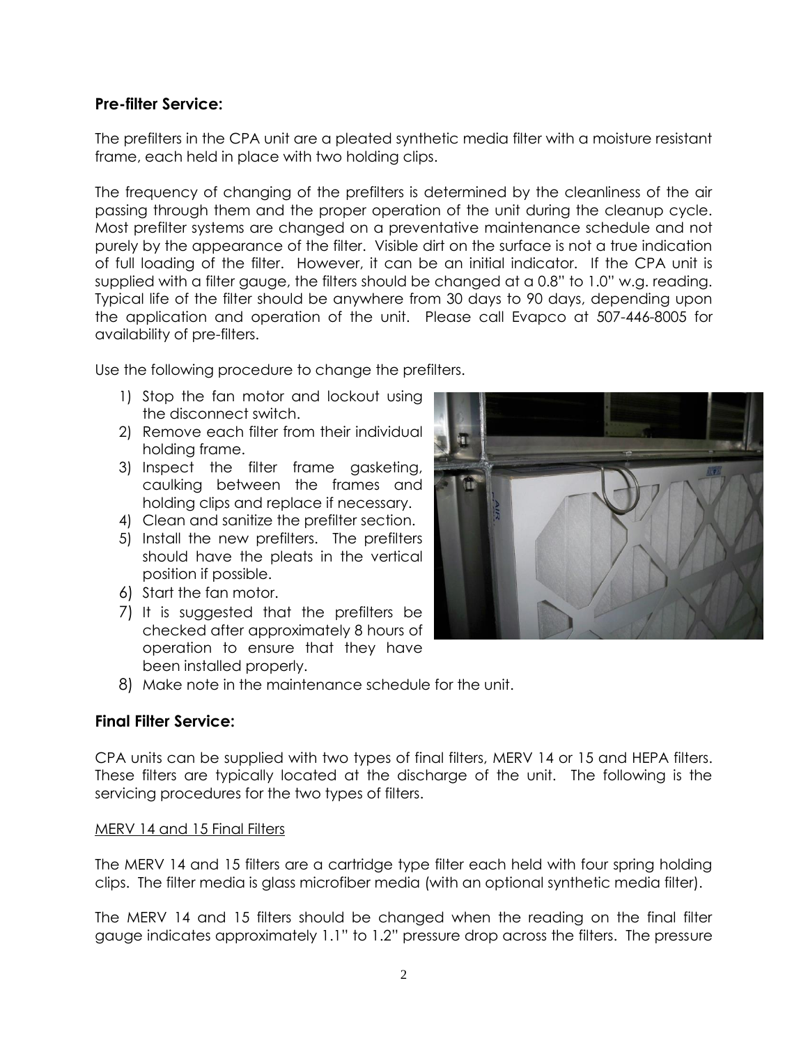## Pre-filter Service:

The prefilters in the CPA unit are a pleated synthetic media filter with a moisture resistant frame, each held in place with two holding clips.

The frequency of changing of the prefilters is determined by the cleanliness of the air passing through them and the proper operation of the unit during the cleanup cycle. Most prefilter systems are changed on a preventative maintenance schedule and not purely by the appearance of the filter. Visible dirt on the surface is not a true indication of full loading of the filter. However, it can be an initial indicator. If the CPA unit is supplied with a filter gauge, the filters should be changed at a 0.8" to 1.0" w.g. reading. Typical life of the filter should be anywhere from 30 days to 90 days, depending upon the application and operation of the unit. Please call Evapco at 507-446-8005 for availability of pre-filters.

Use the following procedure to change the prefilters.

1) Stop the fan motor and lockout using the disconnect switch.
2) Remove each filter from their individual holding frame.
3) Inspect the filter frame gasketing, caulking between the frames and holding clips and replace if necessary.
4) Clean and sanitize the prefilter section.
5) Install the new prefilters. The prefilters should have the pleats in the vertical position if possible.
6) Start the fan motor.
7) It is suggested that the prefilters be checked after approximately 8 hours of operation to ensure that they have been installed properly.
8) Make note in the maintenance schedule for the unit.

## Final Filter Service:

CPA units can be supplied with two types of final filters, MERV 14 or 15 and HEPA filters. These filters are typically located at the discharge of the unit. The following is the servicing procedures for the two types of filters.

### MERV 14 and 15 Final Filters

The MERV 14 and 15 filters are a cartridge type filter each held with four spring holding clips. The filter media is glass microfiber media (with an optional synthetic media filter).

The MERV 14 and 15 filters should be changed when the reading on the final filter gauge indicates approximately 1.1" to 1.2" pressure drop across the filters. The pressure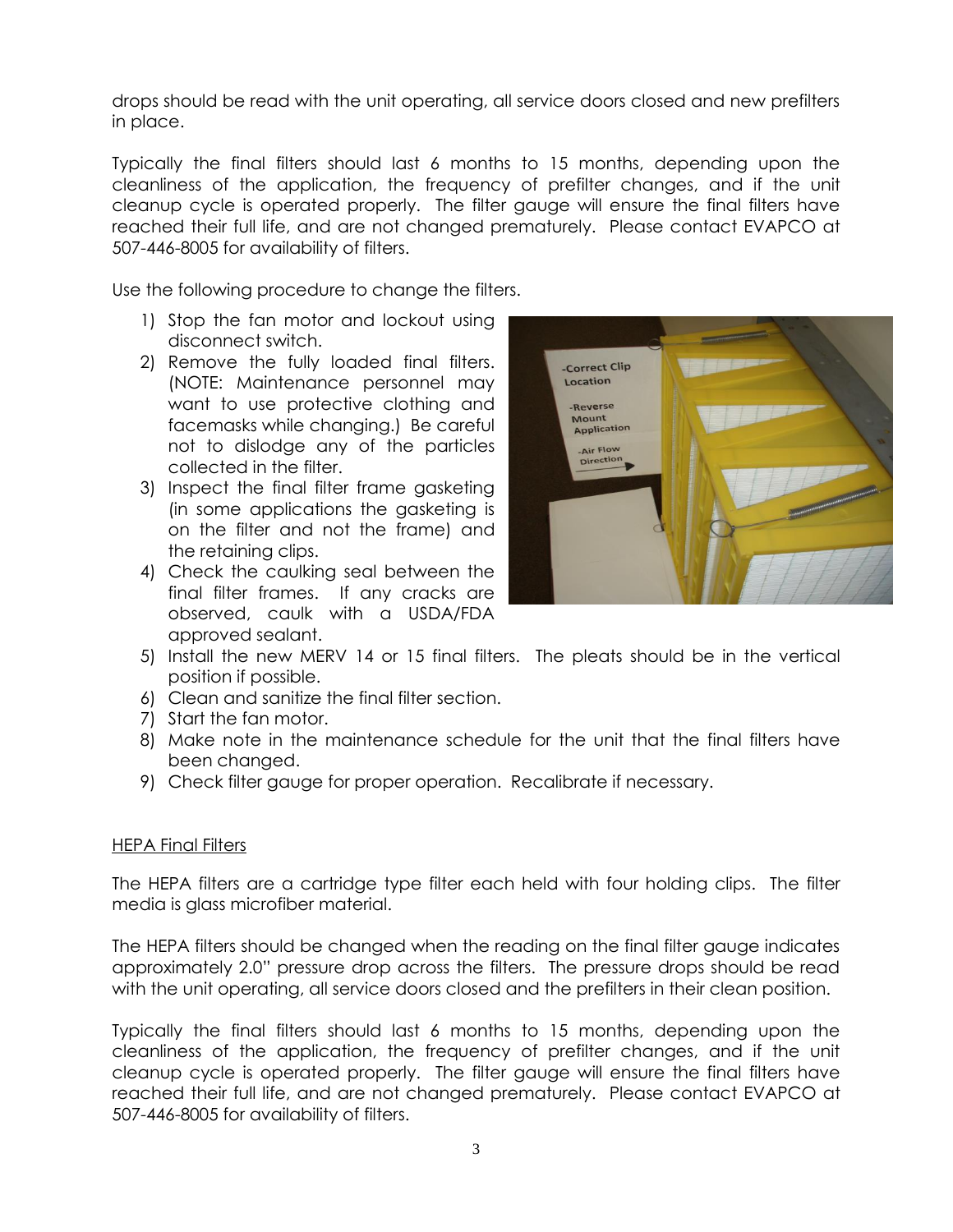drops should be read with the unit operating, all service doors closed and new prefilters in place.

Typically the final filters should last 6 months to 15 months, depending upon the cleanliness of the application, the frequency of prefilter changes, and if the unit cleanup cycle is operated properly. The filter gauge will ensure the final filters have reached their full life, and are not changed prematurely. Please contact EVAPCO at 507-446-8005 for availability of filters.

Use the following procedure to change the filters.

1) Stop the fan motor and lockout using disconnect switch.
2) Remove the fully loaded final filters. (NOTE: Maintenance personnel may want to use protective clothing and facemasks while changing.) Be careful not to dislodge any of the particles collected in the filter.
3) Inspect the final filter frame gasketing (in some applications the gasketing is on the filter and not the frame) and the retaining clips.
4) Check the caulking seal between the final filter frames. If any cracks are observed, caulk with a USDA/FDA approved sealant.
5) Install the new MERV 14 or 15 final filters. The pleats should be in the vertical position if possible.
6) Clean and sanitize the final filter section.
7) Start the fan motor.
8) Make note in the maintenance schedule for the unit that the final filters have been changed.
9) Check filter gauge for proper operation. Recalibrate if necessary.

<u>HEPA Final Filters</u>

The HEPA filters are a cartridge type filter each held with four holding clips. The filter media is glass microfiber material.

The HEPA filters should be changed when the reading on the final filter gauge indicates approximately 2.0" pressure drop across the filters. The pressure drops should be read with the unit operating, all service doors closed and the prefilters in their clean position.

Typically the final filters should last 6 months to 15 months, depending upon the cleanliness of the application, the frequency of prefilter changes, and if the unit cleanup cycle is operated properly. The filter gauge will ensure the final filters have reached their full life, and are not changed prematurely. Please contact EVAPCO at 507-446-8005 for availability of filters.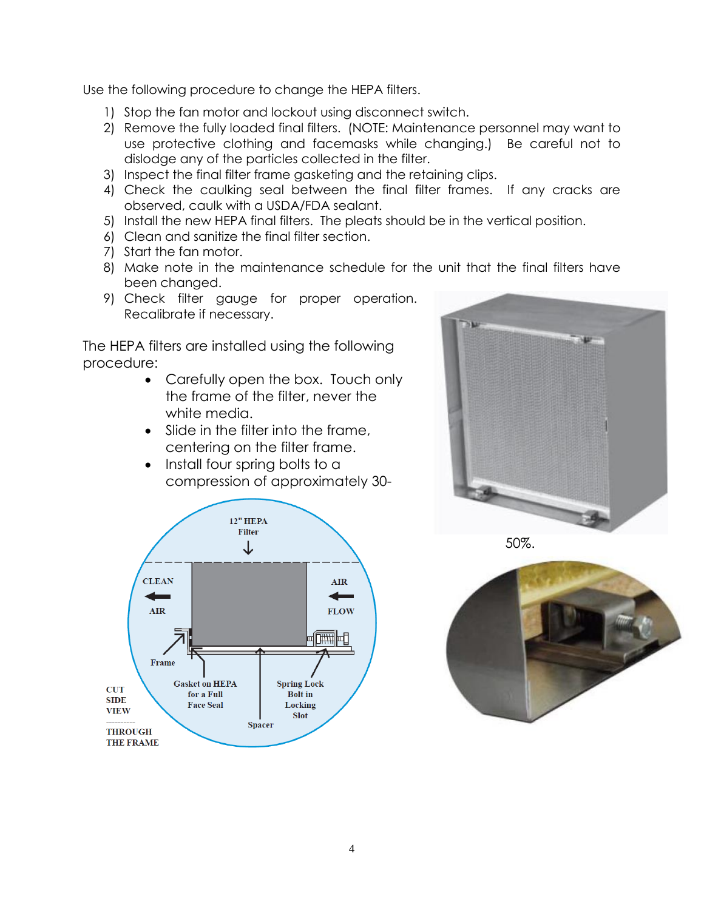Use the following procedure to change the HEPA filters.

1) Stop the fan motor and lockout using disconnect switch.
2) Remove the fully loaded final filters. (NOTE: Maintenance personnel may want to use protective clothing and facemasks while changing.) Be careful not to dislodge any of the particles collected in the filter.
3) Inspect the final filter frame gasketing and the retaining clips.
4) Check the caulking seal between the final filter frames. If any cracks are observed, caulk with a USDA/FDA sealant.
5) Install the new HEPA final filters. The pleats should be in the vertical position.
6) Clean and sanitize the final filter section.
7) Start the fan motor.
8) Make note in the maintenance schedule for the unit that the final filters have been changed.
9) Check filter gauge for proper operation. Recalibrate if necessary.

The HEPA filters are installed using the following procedure:

- Carefully open the box. Touch only the frame of the filter, never the white media.
- Slide in the filter into the frame, centering on the filter frame.
- Install four spring bolts to a compression of approximately 30-50%.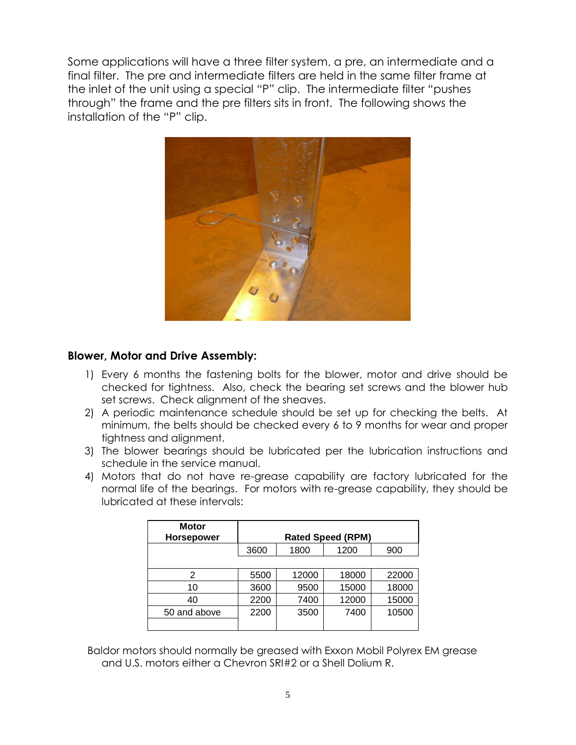Some applications will have a three filter system, a pre, an intermediate and a final filter. The pre and intermediate filters are held in the same filter frame at the inlet of the unit using a special "P" clip. The intermediate filter "pushes through" the frame and the pre filters sits in front. The following shows the installation of the "P" clip.

## Blower, Motor and Drive Assembly:

1) Every 6 months the fastening bolts for the blower, motor and drive should be checked for tightness. Also, check the bearing set screws and the blower hub set screws. Check alignment of the sheaves.
2) A periodic maintenance schedule should be set up for checking the belts. At minimum, the belts should be checked every 6 to 9 months for wear and proper tightness and alignment.
3) The blower bearings should be lubricated per the lubrication instructions and schedule in the service manual.
4) Motors that do not have re-grease capability are factory lubricated for the normal life of the bearings. For motors with re-grease capability, they should be lubricated at these intervals:

| Motor Horsepower | Rated Speed (RPM) | | | |
|---|---|---|---|---|
| | 3600 | 1800 | 1200 | 900 |
| 2 | 5500 | 12000 | 18000 | 22000 |
| 10 | 3600 | 9500 | 15000 | 18000 |
| 40 | 2200 | 7400 | 12000 | 15000 |
| 50 and above | 2200 | 3500 | 7400 | 10500 |

Baldor motors should normally be greased with Exxon Mobil Polyrex EM grease and U.S. motors either a Chevron SRI#2 or a Shell Dolium R.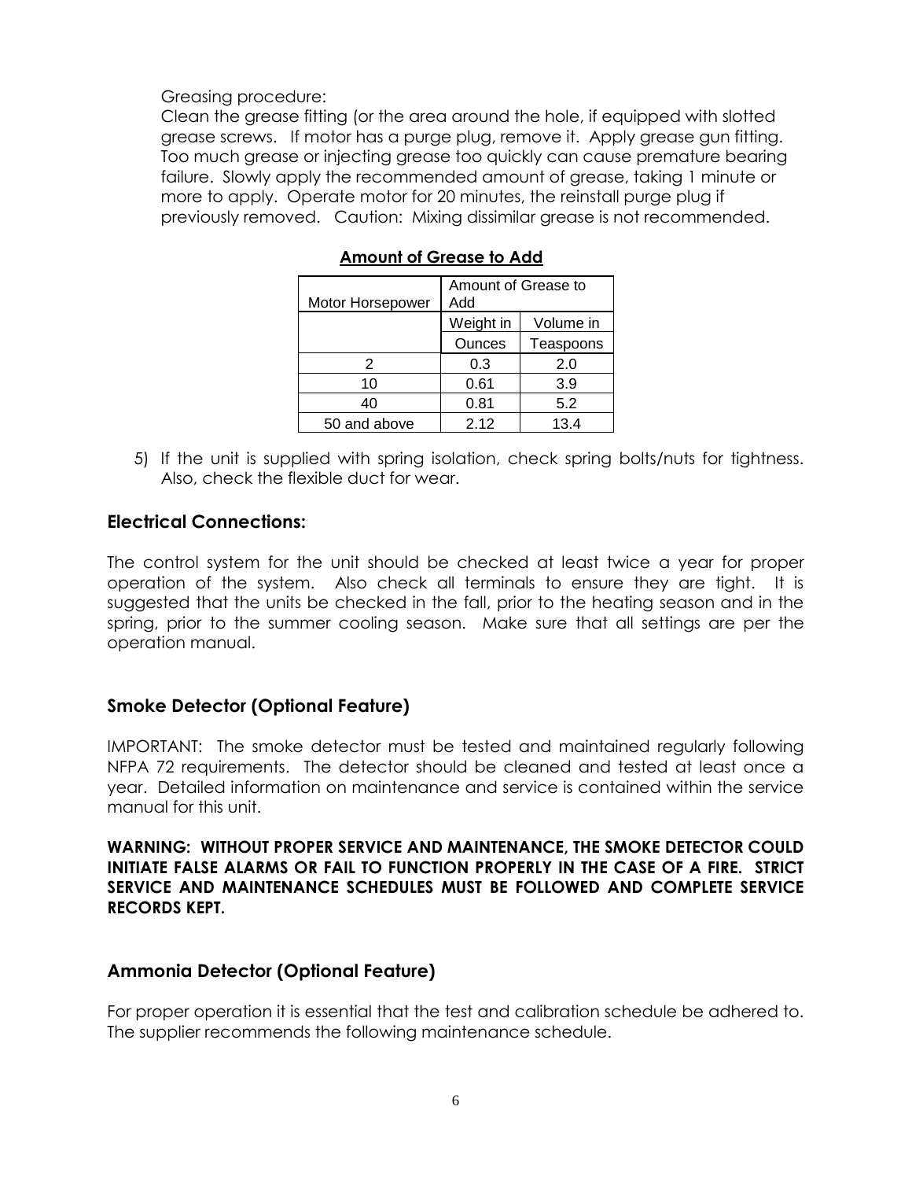Greasing procedure:

Clean the grease fitting (or the area around the hole, if equipped with slotted grease screws. If motor has a purge plug, remove it. Apply grease gun fitting. Too much grease or injecting grease too quickly can cause premature bearing failure. Slowly apply the recommended amount of grease, taking 1 minute or more to apply. Operate motor for 20 minutes, the reinstall purge plug if previously removed. Caution: Mixing dissimilar grease is not recommended.

**Amount of Grease to Add**

| Motor Horsepower | Amount of Grease to Add | |
|---|---|---|
| | Weight in Ounces | Volume in Teaspoons |
| 2 | 0.3 | 2.0 |
| 10 | 0.61 | 3.9 |
| 40 | 0.81 | 5.2 |
| 50 and above | 2.12 | 13.4 |

5) If the unit is supplied with spring isolation, check spring bolts/nuts for tightness. Also, check the flexible duct for wear.

## Electrical Connections:

The control system for the unit should be checked at least twice a year for proper operation of the system. Also check all terminals to ensure they are tight. It is suggested that the units be checked in the fall, prior to the heating season and in the spring, prior to the summer cooling season. Make sure that all settings are per the operation manual.

## Smoke Detector (Optional Feature)

IMPORTANT: The smoke detector must be tested and maintained regularly following NFPA 72 requirements. The detector should be cleaned and tested at least once a year. Detailed information on maintenance and service is contained within the service manual for this unit.

**WARNING: WITHOUT PROPER SERVICE AND MAINTENANCE, THE SMOKE DETECTOR COULD INITIATE FALSE ALARMS OR FAIL TO FUNCTION PROPERLY IN THE CASE OF A FIRE. STRICT SERVICE AND MAINTENANCE SCHEDULES MUST BE FOLLOWED AND COMPLETE SERVICE RECORDS KEPT.**

## Ammonia Detector (Optional Feature)

For proper operation it is essential that the test and calibration schedule be adhered to. The supplier recommends the following maintenance schedule.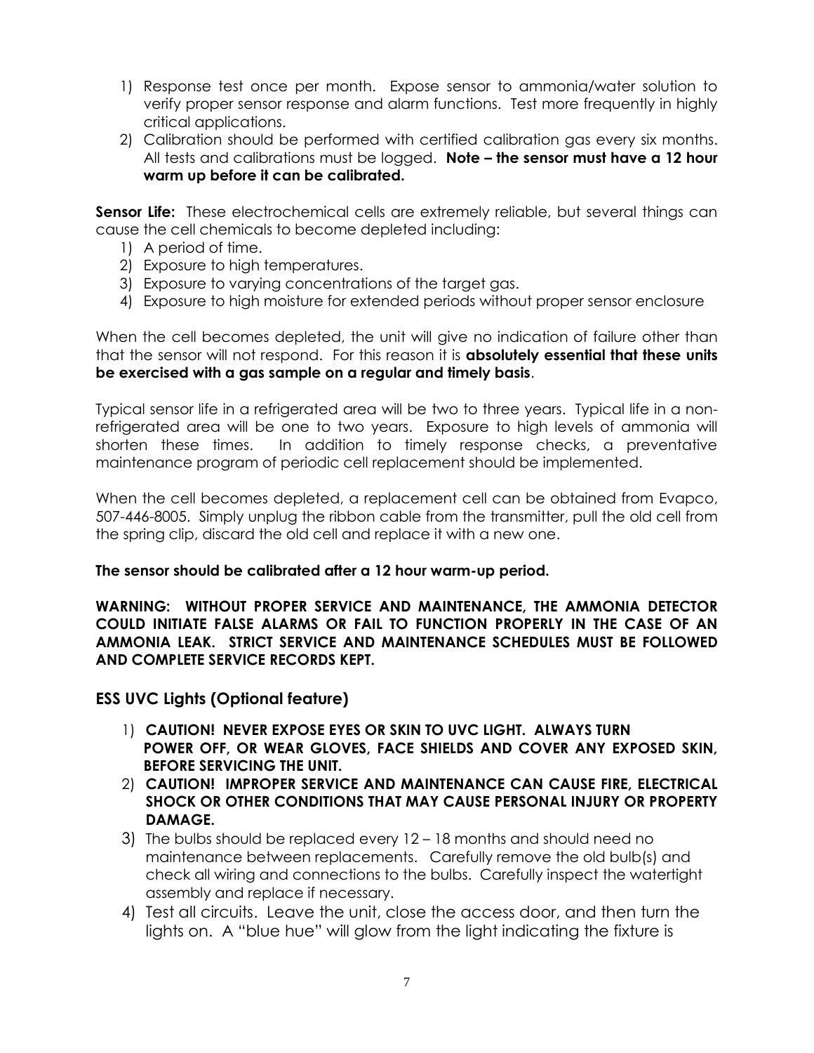1) Response test once per month. Expose sensor to ammonia/water solution to verify proper sensor response and alarm functions. Test more frequently in highly critical applications.
2) Calibration should be performed with certified calibration gas every six months. All tests and calibrations must be logged. **Note – the sensor must have a 12 hour warm up before it can be calibrated.**

**Sensor Life:** These electrochemical cells are extremely reliable, but several things can cause the cell chemicals to become depleted including:

1) A period of time.
2) Exposure to high temperatures.
3) Exposure to varying concentrations of the target gas.
4) Exposure to high moisture for extended periods without proper sensor enclosure

When the cell becomes depleted, the unit will give no indication of failure other than that the sensor will not respond. For this reason it is **absolutely essential that these units be exercised with a gas sample on a regular and timely basis**.

Typical sensor life in a refrigerated area will be two to three years. Typical life in a non-refrigerated area will be one to two years. Exposure to high levels of ammonia will shorten these times. In addition to timely response checks, a preventative maintenance program of periodic cell replacement should be implemented.

When the cell becomes depleted, a replacement cell can be obtained from Evapco, 507-446-8005. Simply unplug the ribbon cable from the transmitter, pull the old cell from the spring clip, discard the old cell and replace it with a new one.

**The sensor should be calibrated after a 12 hour warm-up period.**

**WARNING: WITHOUT PROPER SERVICE AND MAINTENANCE, THE AMMONIA DETECTOR COULD INITIATE FALSE ALARMS OR FAIL TO FUNCTION PROPERLY IN THE CASE OF AN AMMONIA LEAK. STRICT SERVICE AND MAINTENANCE SCHEDULES MUST BE FOLLOWED AND COMPLETE SERVICE RECORDS KEPT.**

## ESS UVC Lights (Optional feature)

1) **CAUTION! NEVER EXPOSE EYES OR SKIN TO UVC LIGHT. ALWAYS TURN POWER OFF, OR WEAR GLOVES, FACE SHIELDS AND COVER ANY EXPOSED SKIN, BEFORE SERVICING THE UNIT.**
2) **CAUTION! IMPROPER SERVICE AND MAINTENANCE CAN CAUSE FIRE, ELECTRICAL SHOCK OR OTHER CONDITIONS THAT MAY CAUSE PERSONAL INJURY OR PROPERTY DAMAGE.**
3) The bulbs should be replaced every 12 – 18 months and should need no maintenance between replacements. Carefully remove the old bulb(s) and check all wiring and connections to the bulbs. Carefully inspect the watertight assembly and replace if necessary.
4) Test all circuits. Leave the unit, close the access door, and then turn the lights on. A "blue hue" will glow from the light indicating the fixture is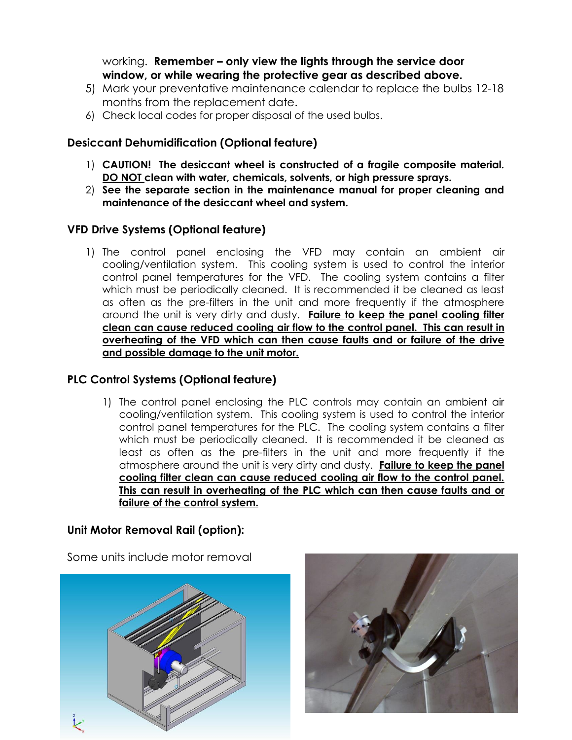working. **Remember – only view the lights through the service door window, or while wearing the protective gear as described above.**

5) Mark your preventative maintenance calendar to replace the bulbs 12-18 months from the replacement date.
6) Check local codes for proper disposal of the used bulbs.

## Desiccant Dehumidification (Optional feature)

1) **CAUTION! The desiccant wheel is constructed of a fragile composite material. DO NOT clean with water, chemicals, solvents, or high pressure sprays.**
2) **See the separate section in the maintenance manual for proper cleaning and maintenance of the desiccant wheel and system.**

## VFD Drive Systems (Optional feature)

1) The control panel enclosing the VFD may contain an ambient air cooling/ventilation system. This cooling system is used to control the interior control panel temperatures for the VFD. The cooling system contains a filter which must be periodically cleaned. It is recommended it be cleaned as least as often as the pre-filters in the unit and more frequently if the atmosphere around the unit is very dirty and dusty. **Failure to keep the panel cooling filter clean can cause reduced cooling air flow to the control panel. This can result in overheating of the VFD which can then cause faults and or failure of the drive and possible damage to the unit motor.**

## PLC Control Systems (Optional feature)

1) The control panel enclosing the PLC controls may contain an ambient air cooling/ventilation system. This cooling system is used to control the interior control panel temperatures for the PLC. The cooling system contains a filter which must be periodically cleaned. It is recommended it be cleaned as least as often as the pre-filters in the unit and more frequently if the atmosphere around the unit is very dirty and dusty. **Failure to keep the panel cooling filter clean can cause reduced cooling air flow to the control panel. This can result in overheating of the PLC which can then cause faults and or failure of the control system.**

## Unit Motor Removal Rail (option):

Some units include motor removal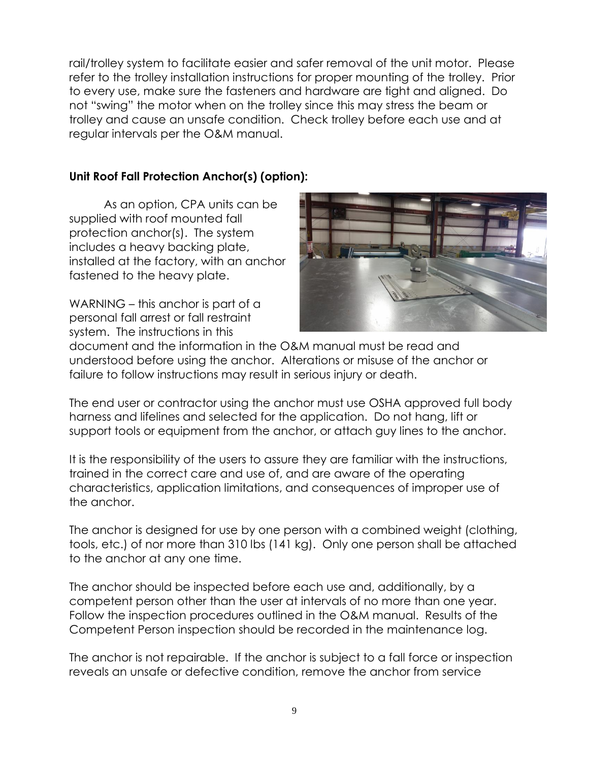rail/trolley system to facilitate easier and safer removal of the unit motor. Please refer to the trolley installation instructions for proper mounting of the trolley. Prior to every use, make sure the fasteners and hardware are tight and aligned. Do not "swing" the motor when on the trolley since this may stress the beam or trolley and cause an unsafe condition. Check trolley before each use and at regular intervals per the O&M manual.

**Unit Roof Fall Protection Anchor(s) (option):**

As an option, CPA units can be supplied with roof mounted fall protection anchor(s). The system includes a heavy backing plate, installed at the factory, with an anchor fastened to the heavy plate.

WARNING – this anchor is part of a personal fall arrest or fall restraint system. The instructions in this document and the information in the O&M manual must be read and understood before using the anchor. Alterations or misuse of the anchor or failure to follow instructions may result in serious injury or death.

The end user or contractor using the anchor must use OSHA approved full body harness and lifelines and selected for the application. Do not hang, lift or support tools or equipment from the anchor, or attach guy lines to the anchor.

It is the responsibility of the users to assure they are familiar with the instructions, trained in the correct care and use of, and are aware of the operating characteristics, application limitations, and consequences of improper use of the anchor.

The anchor is designed for use by one person with a combined weight (clothing, tools, etc.) of nor more than 310 lbs (141 kg). Only one person shall be attached to the anchor at any one time.

The anchor should be inspected before each use and, additionally, by a competent person other than the user at intervals of no more than one year. Follow the inspection procedures outlined in the O&M manual. Results of the Competent Person inspection should be recorded in the maintenance log.

The anchor is not repairable. If the anchor is subject to a fall force or inspection reveals an unsafe or defective condition, remove the anchor from service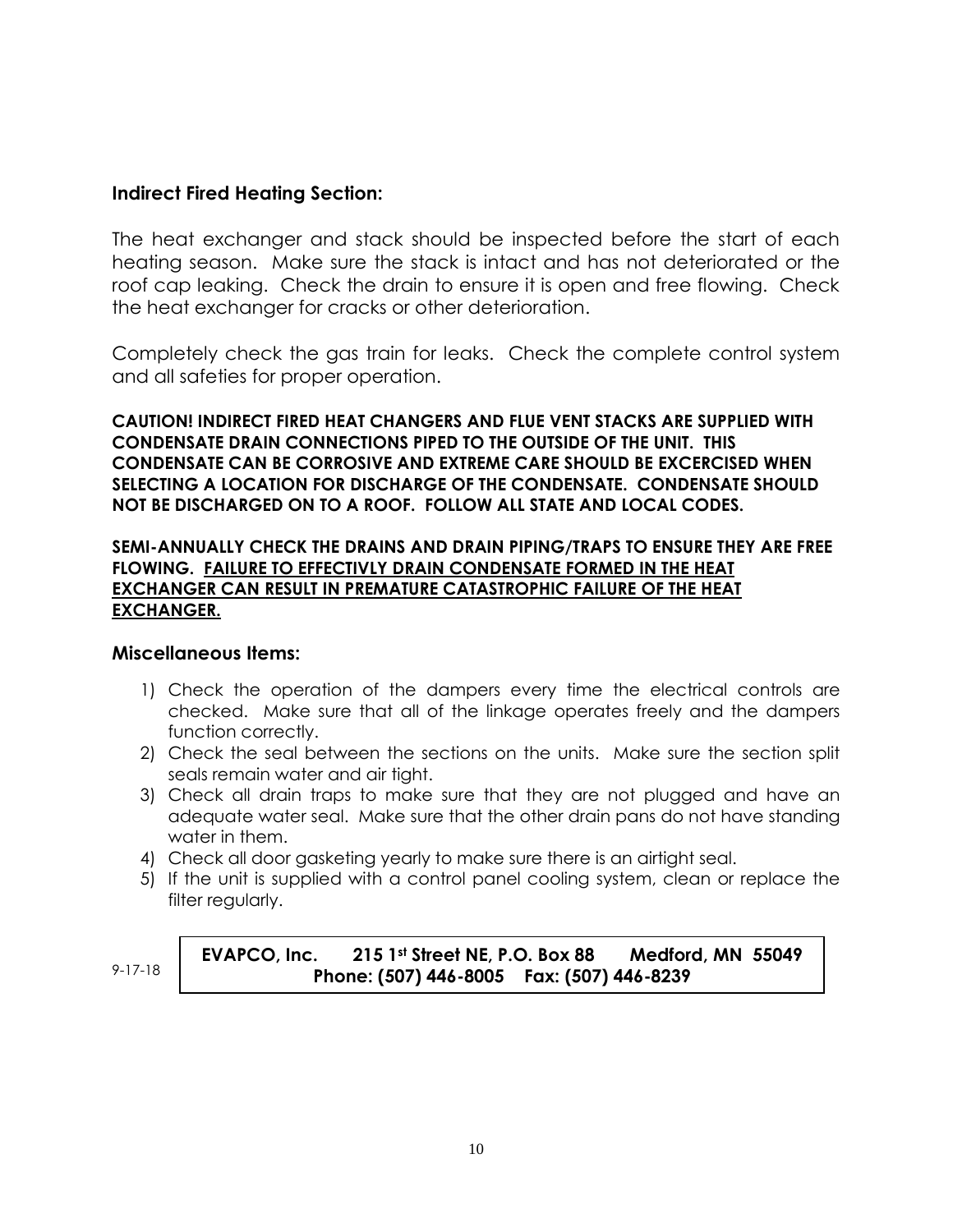### Indirect Fired Heating Section:

The heat exchanger and stack should be inspected before the start of each heating season. Make sure the stack is intact and has not deteriorated or the roof cap leaking. Check the drain to ensure it is open and free flowing. Check the heat exchanger for cracks or other deterioration.

Completely check the gas train for leaks. Check the complete control system and all safeties for proper operation.

**CAUTION! INDIRECT FIRED HEAT CHANGERS AND FLUE VENT STACKS ARE SUPPLIED WITH CONDENSATE DRAIN CONNECTIONS PIPED TO THE OUTSIDE OF THE UNIT. THIS CONDENSATE CAN BE CORROSIVE AND EXTREME CARE SHOULD BE EXCERCISED WHEN SELECTING A LOCATION FOR DISCHARGE OF THE CONDENSATE. CONDENSATE SHOULD NOT BE DISCHARGED ON TO A ROOF. FOLLOW ALL STATE AND LOCAL CODES.**

**SEMI-ANNUALLY CHECK THE DRAINS AND DRAIN PIPING/TRAPS TO ENSURE THEY ARE FREE FLOWING. <u>FAILURE TO EFFECTIVLY DRAIN CONDENSATE FORMED IN THE HEAT EXCHANGER CAN RESULT IN PREMATURE CATASTROPHIC FAILURE OF THE HEAT EXCHANGER.</u>**

### Miscellaneous Items:

1) Check the operation of the dampers every time the electrical controls are checked. Make sure that all of the linkage operates freely and the dampers function correctly.
2) Check the seal between the sections on the units. Make sure the section split seals remain water and air tight.
3) Check all drain traps to make sure that they are not plugged and have an adequate water seal. Make sure that the other drain pans do not have standing water in them.
4) Check all door gasketing yearly to make sure there is an airtight seal.
5) If the unit is supplied with a control panel cooling system, clean or replace the filter regularly.

9-17-18

**EVAPCO, Inc. 215 1st Street NE, P.O. Box 88 Medford, MN 55049**
**Phone: (507) 446-8005 Fax: (507) 446-8239**